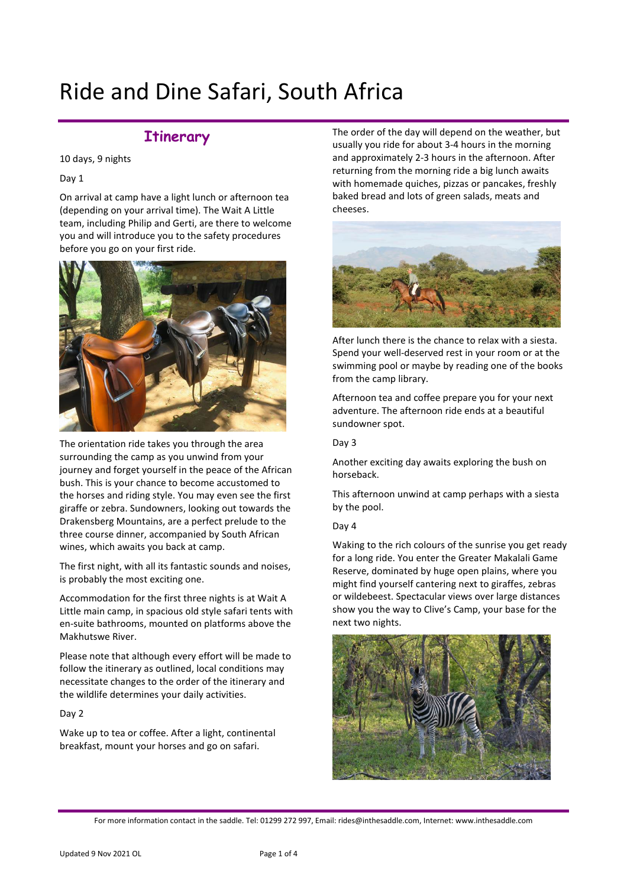# Ride and Dine Safari, South Africa

## Itinerary

10 days, 9 nights

Day 1

On arrival at camp have a light lunch or afternoon tea (depending on your arrival time). The Wait A Little team, including Philip and Gerti, are there to welcome you and will introduce you to the safety procedures before you go on your first ride.

The orientation ride takes you through the area surrounding the camp as you unwind from your journey and forget yourself in the peace of the African bush. This is your chance to become accustomed to the horses and riding style. You may even see the first giraffe or zebra. Sundowners, looking out towards the Drakensberg Mountains, are a perfect prelude to the three course dinner, accompanied by South African wines, which awaits you back at camp.

The first night, with all its fantastic sounds and noises, is probably the most exciting one.

Accommodation for the first three nights is at Wait A Little main camp, in spacious old style safari tents with en-suite bathrooms, mounted on platforms above the Makhutswe River.

Please note that although every effort will be made to follow the itinerary as outlined, local conditions may necessitate changes to the order of the itinerary and the wildlife determines your daily activities.

Day 2

Wake up to tea or coffee. After a light, continental breakfast, mount your horses and go on safari.

The order of the day will depend on the weather, but usually you ride for about 3-4 hours in the morning and approximately 2-3 hours in the afternoon. After returning from the morning ride a big lunch awaits with homemade quiches, pizzas or pancakes, freshly baked bread and lots of green salads, meats and cheeses.

After lunch there is the chance to relax with a siesta. Spend your well-deserved rest in your room or at the swimming pool or maybe by reading one of the books from the camp library.

Afternoon tea and coffee prepare you for your next adventure. The afternoon ride ends at a beautiful sundowner spot.

Day 3

Another exciting day awaits exploring the bush on horseback.

This afternoon unwind at camp perhaps with a siesta by the pool.

Day 4

Waking to the rich colours of the sunrise you get ready for a long ride. You enter the Greater Makalali Game Reserve, dominated by huge open plains, where you might find yourself cantering next to giraffes, zebras or wildebeest. Spectacular views over large distances show you the way to Clive's Camp, your base for the next two nights.

For more information contact in the saddle. Tel: 01299 272 997, Email: rides@inthesaddle.com, Internet: www.inthesaddle.com

Updated 9 Nov 2021 OL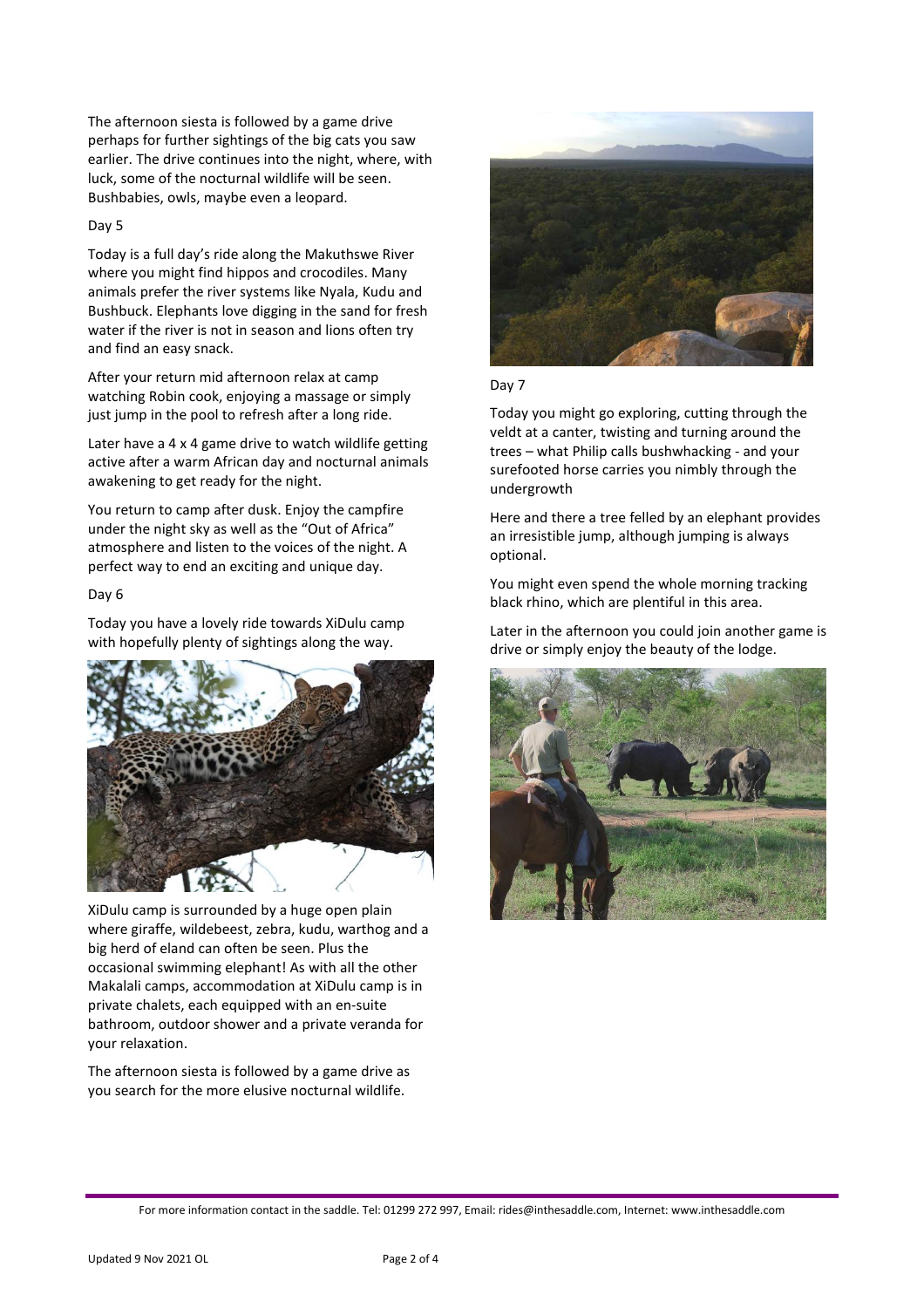The afternoon siesta is followed by a game drive perhaps for further sightings of the big cats you saw earlier. The drive continues into the night, where, with luck, some of the nocturnal wildlife will be seen. Bushbabies, owls, maybe even a leopard.

Day 5

Today is a full day's ride along the Makuthswe River where you might find hippos and crocodiles. Many animals prefer the river systems like Nyala, Kudu and Bushbuck. Elephants love digging in the sand for fresh water if the river is not in season and lions often try and find an easy snack.

After your return mid afternoon relax at camp watching Robin cook, enjoying a massage or simply just jump in the pool to refresh after a long ride.

Later have a 4 x 4 game drive to watch wildlife getting active after a warm African day and nocturnal animals awakening to get ready for the night.

You return to camp after dusk. Enjoy the campfire under the night sky as well as the "Out of Africa" atmosphere and listen to the voices of the night. A perfect way to end an exciting and unique day.

Day 6

Today you have a lovely ride towards XiDulu camp with hopefully plenty of sightings along the way.

XiDulu camp is surrounded by a huge open plain where giraffe, wildebeest, zebra, kudu, warthog and a big herd of eland can often be seen. Plus the occasional swimming elephant! As with all the other Makalali camps, accommodation at XiDulu camp is in private chalets, each equipped with an en-suite bathroom, outdoor shower and a private veranda for your relaxation.

The afternoon siesta is followed by a game drive as you search for the more elusive nocturnal wildlife.

Day 7

Today you might go exploring, cutting through the veldt at a canter, twisting and turning around the trees – what Philip calls bushwhacking - and your surefooted horse carries you nimbly through the undergrowth

Here and there a tree felled by an elephant provides an irresistible jump, although jumping is always optional.

You might even spend the whole morning tracking black rhino, which are plentiful in this area.

Later in the afternoon you could join another game is drive or simply enjoy the beauty of the lodge.

For more information contact in the saddle. Tel: 01299 272 997, Email: rides@inthesaddle.com, Internet: www.inthesaddle.com

Updated 9 Nov 2021 OL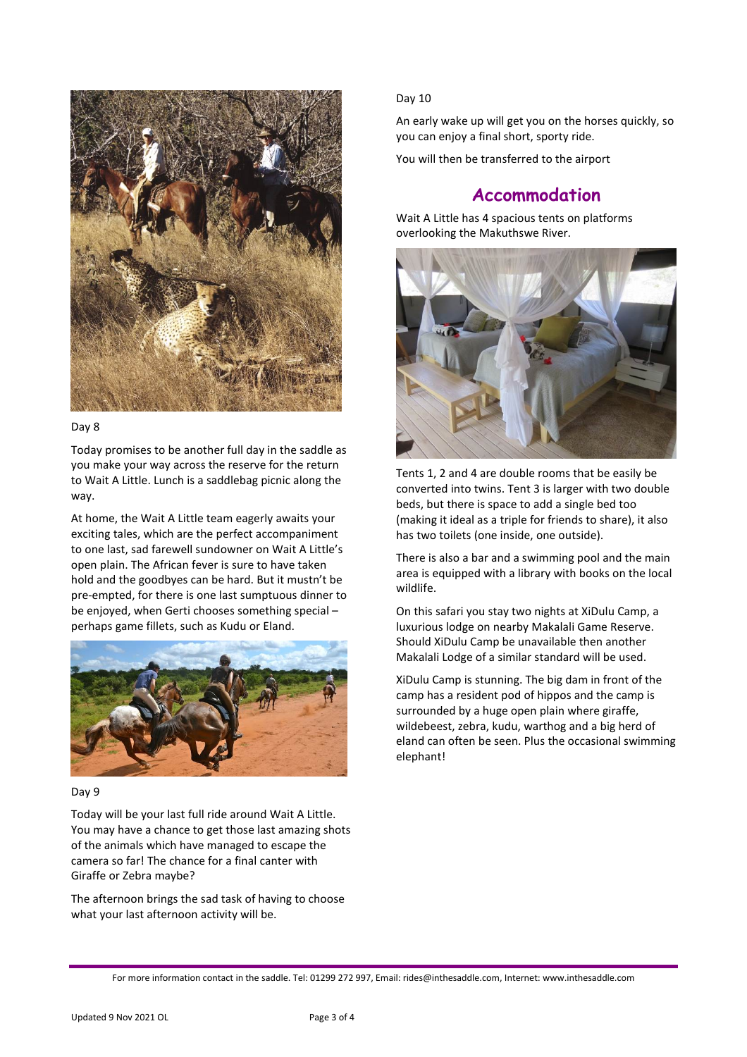Day 8

Today promises to be another full day in the saddle as you make your way across the reserve for the return to Wait A Little. Lunch is a saddlebag picnic along the way.

At home, the Wait A Little team eagerly awaits your exciting tales, which are the perfect accompaniment to one last, sad farewell sundowner on Wait A Little's open plain. The African fever is sure to have taken hold and the goodbyes can be hard. But it mustn't be pre-empted, for there is one last sumptuous dinner to be enjoyed, when Gerti chooses something special – perhaps game fillets, such as Kudu or Eland.

Day 9

Today will be your last full ride around Wait A Little. You may have a chance to get those last amazing shots of the animals which have managed to escape the camera so far! The chance for a final canter with Giraffe or Zebra maybe?

The afternoon brings the sad task of having to choose what your last afternoon activity will be.

Day 10

An early wake up will get you on the horses quickly, so you can enjoy a final short, sporty ride.

You will then be transferred to the airport

## Accommodation

Wait A Little has 4 spacious tents on platforms overlooking the Makuthswe River.

Tents 1, 2 and 4 are double rooms that be easily be converted into twins. Tent 3 is larger with two double beds, but there is space to add a single bed too (making it ideal as a triple for friends to share), it also has two toilets (one inside, one outside).

There is also a bar and a swimming pool and the main area is equipped with a library with books on the local wildlife.

On this safari you stay two nights at XiDulu Camp, a luxurious lodge on nearby Makalali Game Reserve. Should XiDulu Camp be unavailable then another Makalali Lodge of a similar standard will be used.

XiDulu Camp is stunning. The big dam in front of the camp has a resident pod of hippos and the camp is surrounded by a huge open plain where giraffe, wildebeest, zebra, kudu, warthog and a big herd of eland can often be seen. Plus the occasional swimming elephant!

For more information contact in the saddle. Tel: 01299 272 997, Email: rides@inthesaddle.com, Internet: www.inthesaddle.com

Updated 9 Nov 2021 OL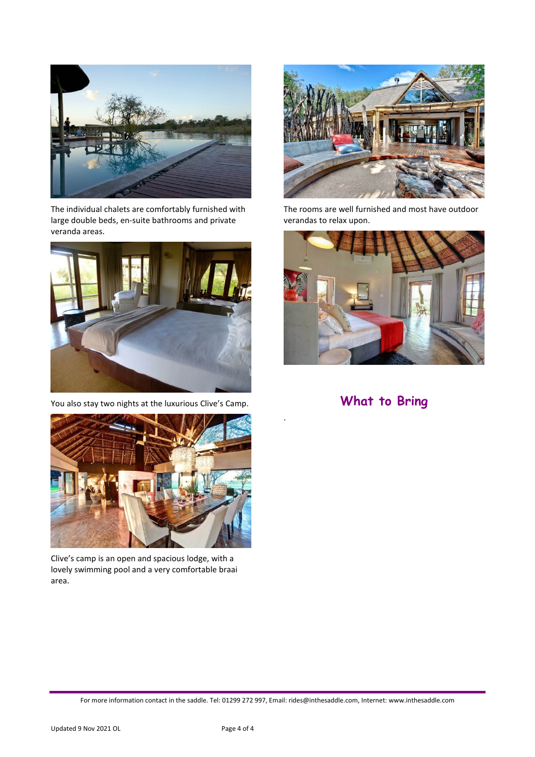The individual chalets are comfortably furnished with large double beds, en-suite bathrooms and private veranda areas.

You also stay two nights at the luxurious Clive's Camp.

Clive's camp is an open and spacious lodge, with a lovely swimming pool and a very comfortable braai area.

The rooms are well furnished and most have outdoor verandas to relax upon.

## What to Bring

.

For more information contact in the saddle. Tel: 01299 272 997, Email: rides@inthesaddle.com, Internet: www.inthesaddle.com

Updated 9 Nov 2021 OL